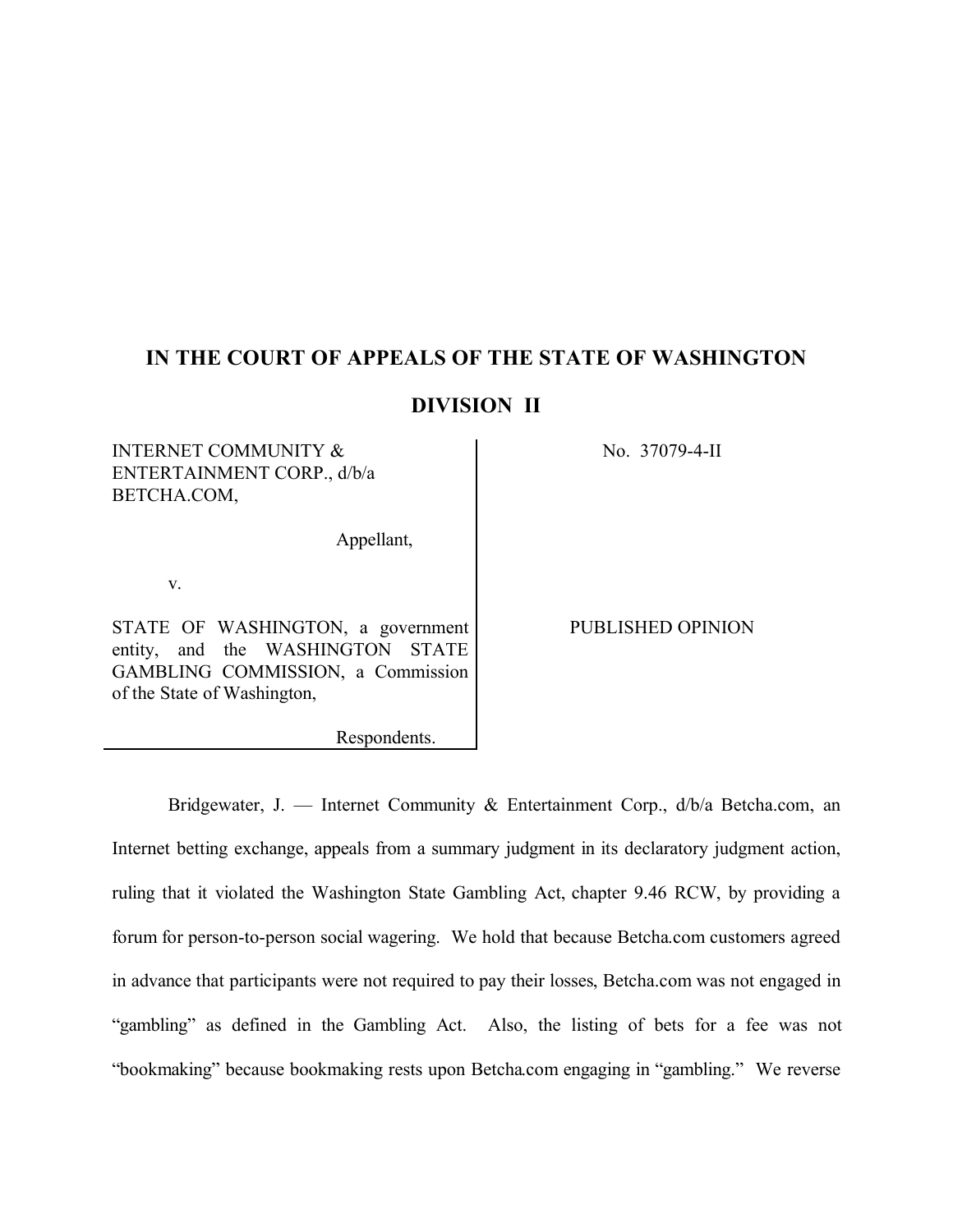# IN THE COURT OF APPEALS OF THE STATE OF WASHINGTON

## DIVISION II

INTERNET COMMUNITY & ENTERTAINMENT CORP., d/b/a BETCHA.COM,

Appellant,

v.

STATE OF WASHINGTON, a government entity, and the WASHINGTON STATE GAMBLING COMMISSION, a Commission of the State of Washington,

Respondents.

No. 37079-4-II

PUBLISHED OPINION

Bridgewater, J. — Internet Community & Entertainment Corp., d/b/a Betcha.com, an Internet betting exchange, appeals from a summary judgment in its declaratory judgment action, ruling that it violated the Washington State Gambling Act, chapter 9.46 RCW, by providing a forum for person-to-person social wagering. We hold that because Betcha.com customers agreed in advance that participants were not required to pay their losses, Betcha.com was not engaged in "gambling" as defined in the Gambling Act. Also, the listing of bets for a fee was not "bookmaking" because bookmaking rests upon Betcha.com engaging in "gambling." We reverse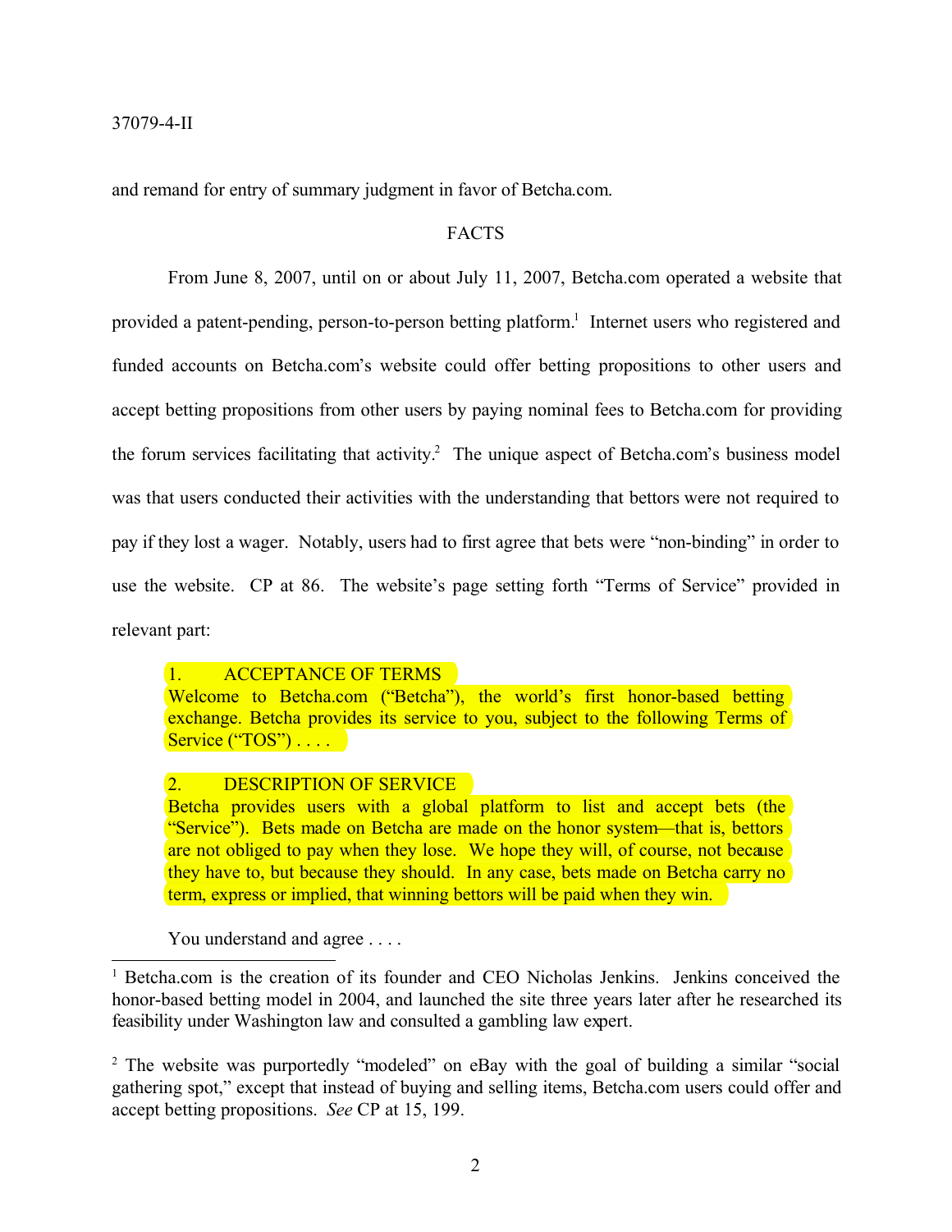and remand for entry of summary judgment in favor of Betcha.com.

## FACTS

From June 8, 2007, until on or about July 11, 2007, Betcha.com operated a website that provided a patent-pending, person-to-person betting platform.[1] Internet users who registered and funded accounts on Betcha.com's website could offer betting propositions to other users and accept betting propositions from other users by paying nominal fees to Betcha.com for providing the forum services facilitating that activity.[2] The unique aspect of Betcha.com's business model was that users conducted their activities with the understanding that bettors were not required to pay if they lost a wager. Notably, users had to first agree that bets were "non-binding" in order to use the website. CP at 86. The website's page setting forth "Terms of Service" provided in relevant part:

> 1. ACCEPTANCE OF TERMS
> Welcome to Betcha.com ("Betcha"), the world's first honor-based betting exchange. Betcha provides its service to you, subject to the following Terms of Service ("TOS") . . . .
>
> 2. DESCRIPTION OF SERVICE
> Betcha provides users with a global platform to list and accept bets (the "Service"). Bets made on Betcha are made on the honor system—that is, bettors are not obliged to pay when they lose. We hope they will, of course, not because they have to, but because they should. In any case, bets made on Betcha carry no term, express or implied, that winning bettors will be paid when they win.
>
> You understand and agree . . . .

---

[1] Betcha.com is the creation of its founder and CEO Nicholas Jenkins. Jenkins conceived the honor-based betting model in 2004, and launched the site three years later after he researched its feasibility under Washington law and consulted a gambling law expert.

[2] The website was purportedly "modeled" on eBay with the goal of building a similar "social gathering spot," except that instead of buying and selling items, Betcha.com users could offer and accept betting propositions. *See* CP at 15, 199.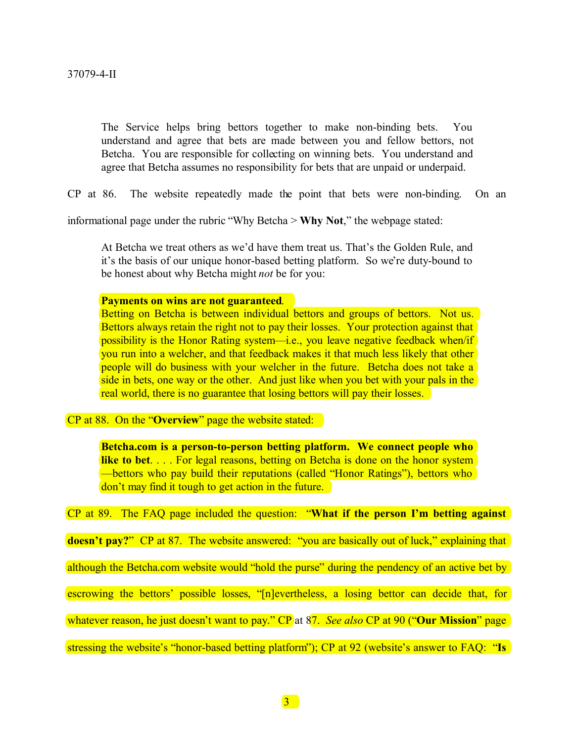> The Service helps bring bettors together to make non-binding bets. You understand and agree that bets are made between you and fellow bettors, not Betcha. You are responsible for collecting on winning bets. You understand and agree that Betcha assumes no responsibility for bets that are unpaid or underpaid.

CP at 86. The website repeatedly made the point that bets were non-binding. On an informational page under the rubric "Why Betcha > **Why Not**," the webpage stated:

> At Betcha we treat others as we'd have them treat us. That's the Golden Rule, and it's the basis of our unique honor-based betting platform. So we're duty-bound to be honest about why Betcha might *not* be for you:
>
> **Payments on wins are not guaranteed**.
> Betting on Betcha is between individual bettors and groups of bettors. Not us. Bettors always retain the right not to pay their losses. Your protection against that possibility is the Honor Rating system—i.e., you leave negative feedback when/if you run into a welcher, and that feedback makes it that much less likely that other people will do business with your welcher in the future. Betcha does not take a side in bets, one way or the other. And just like when you bet with your pals in the real world, there is no guarantee that losing bettors will pay their losses.

CP at 88. On the "**Overview**" page the website stated:

> **Betcha.com is a person-to-person betting platform. We connect people who like to bet**. . . . For legal reasons, betting on Betcha is done on the honor system —bettors who pay build their reputations (called "Honor Ratings"), bettors who don't may find it tough to get action in the future.

CP at 89. The FAQ page included the question: "**What if the person I'm betting against doesn't pay?**" CP at 87. The website answered: "you are basically out of luck," explaining that although the Betcha.com website would "hold the purse" during the pendency of an active bet by escrowing the bettors' possible losses, "[n]evertheless, a losing bettor can decide that, for whatever reason, he just doesn't want to pay." CP at 87. *See also* CP at 90 ("**Our Mission**" page stressing the website's "honor-based betting platform"); CP at 92 (website's answer to FAQ: "**Is**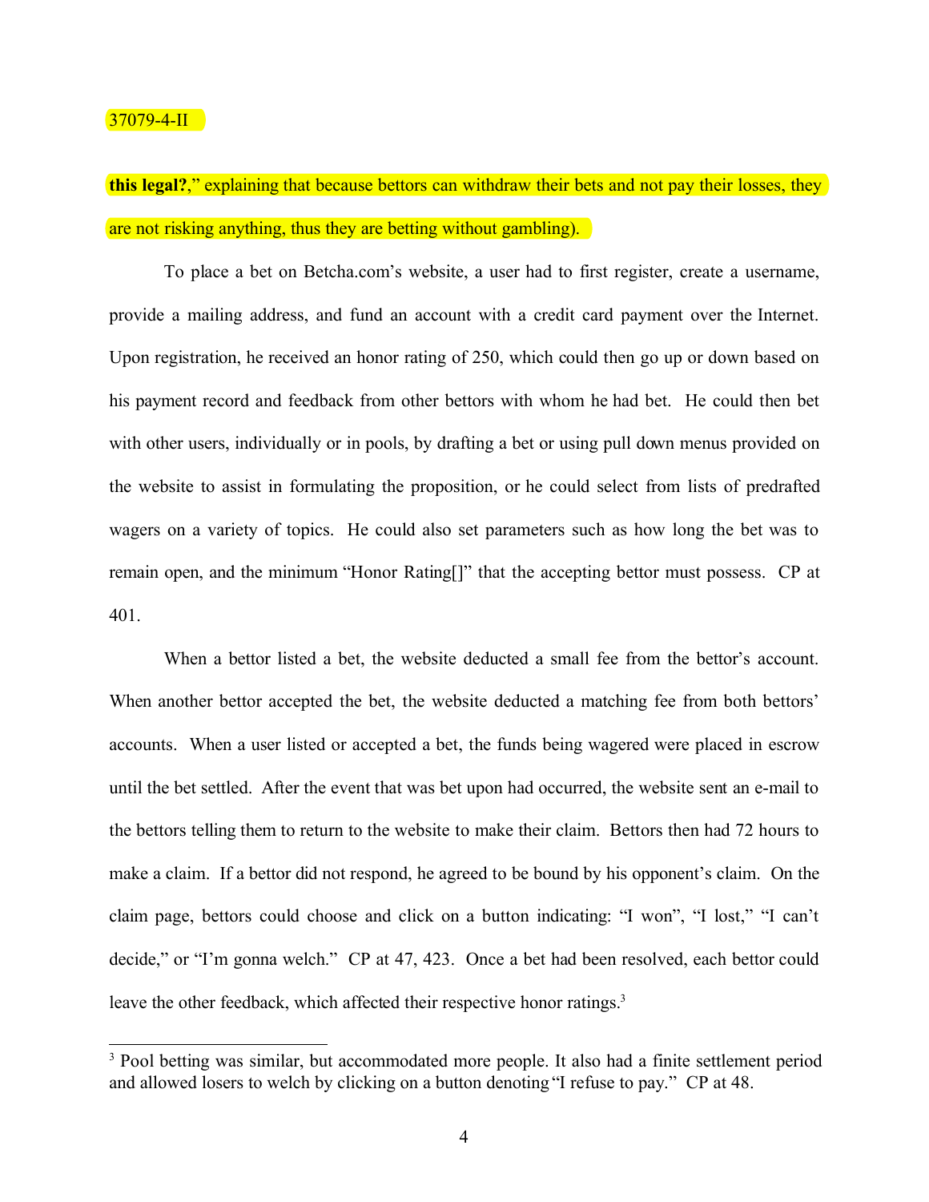**this legal?**," explaining that because bettors can withdraw their bets and not pay their losses, they are not risking anything, thus they are betting without gambling).

To place a bet on Betcha.com's website, a user had to first register, create a username, provide a mailing address, and fund an account with a credit card payment over the Internet. Upon registration, he received an honor rating of 250, which could then go up or down based on his payment record and feedback from other bettors with whom he had bet. He could then bet with other users, individually or in pools, by drafting a bet or using pull down menus provided on the website to assist in formulating the proposition, or he could select from lists of predrafted wagers on a variety of topics. He could also set parameters such as how long the bet was to remain open, and the minimum "Honor Rating[]" that the accepting bettor must possess. CP at 401.

When a bettor listed a bet, the website deducted a small fee from the bettor's account. When another bettor accepted the bet, the website deducted a matching fee from both bettors' accounts. When a user listed or accepted a bet, the funds being wagered were placed in escrow until the bet settled. After the event that was bet upon had occurred, the website sent an e-mail to the bettors telling them to return to the website to make their claim. Bettors then had 72 hours to make a claim. If a bettor did not respond, he agreed to be bound by his opponent's claim. On the claim page, bettors could choose and click on a button indicating: "I won", "I lost," "I can't decide," or "I'm gonna welch." CP at 47, 423. Once a bet had been resolved, each bettor could leave the other feedback, which affected their respective honor ratings.[3]

[3] Pool betting was similar, but accommodated more people. It also had a finite settlement period and allowed losers to welch by clicking on a button denoting "I refuse to pay." CP at 48.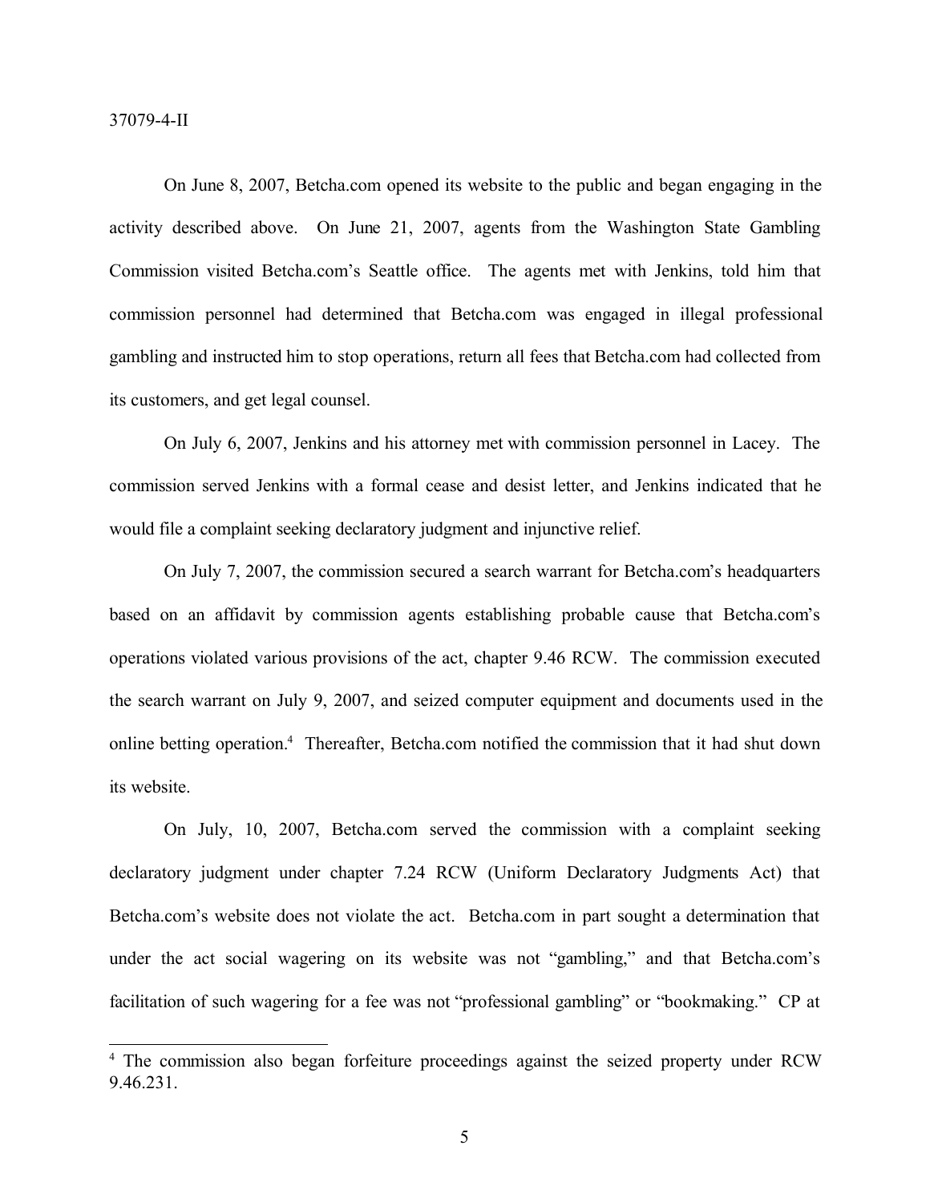On June 8, 2007, Betcha.com opened its website to the public and began engaging in the activity described above. On June 21, 2007, agents from the Washington State Gambling Commission visited Betcha.com's Seattle office. The agents met with Jenkins, told him that commission personnel had determined that Betcha.com was engaged in illegal professional gambling and instructed him to stop operations, return all fees that Betcha.com had collected from its customers, and get legal counsel.

On July 6, 2007, Jenkins and his attorney met with commission personnel in Lacey. The commission served Jenkins with a formal cease and desist letter, and Jenkins indicated that he would file a complaint seeking declaratory judgment and injunctive relief.

On July 7, 2007, the commission secured a search warrant for Betcha.com's headquarters based on an affidavit by commission agents establishing probable cause that Betcha.com's operations violated various provisions of the act, chapter 9.46 RCW. The commission executed the search warrant on July 9, 2007, and seized computer equipment and documents used in the online betting operation.[4] Thereafter, Betcha.com notified the commission that it had shut down its website.

On July, 10, 2007, Betcha.com served the commission with a complaint seeking declaratory judgment under chapter 7.24 RCW (Uniform Declaratory Judgments Act) that Betcha.com's website does not violate the act. Betcha.com in part sought a determination that under the act social wagering on its website was not "gambling," and that Betcha.com's facilitation of such wagering for a fee was not "professional gambling" or "bookmaking." CP at

---

[4] The commission also began forfeiture proceedings against the seized property under RCW 9.46.231.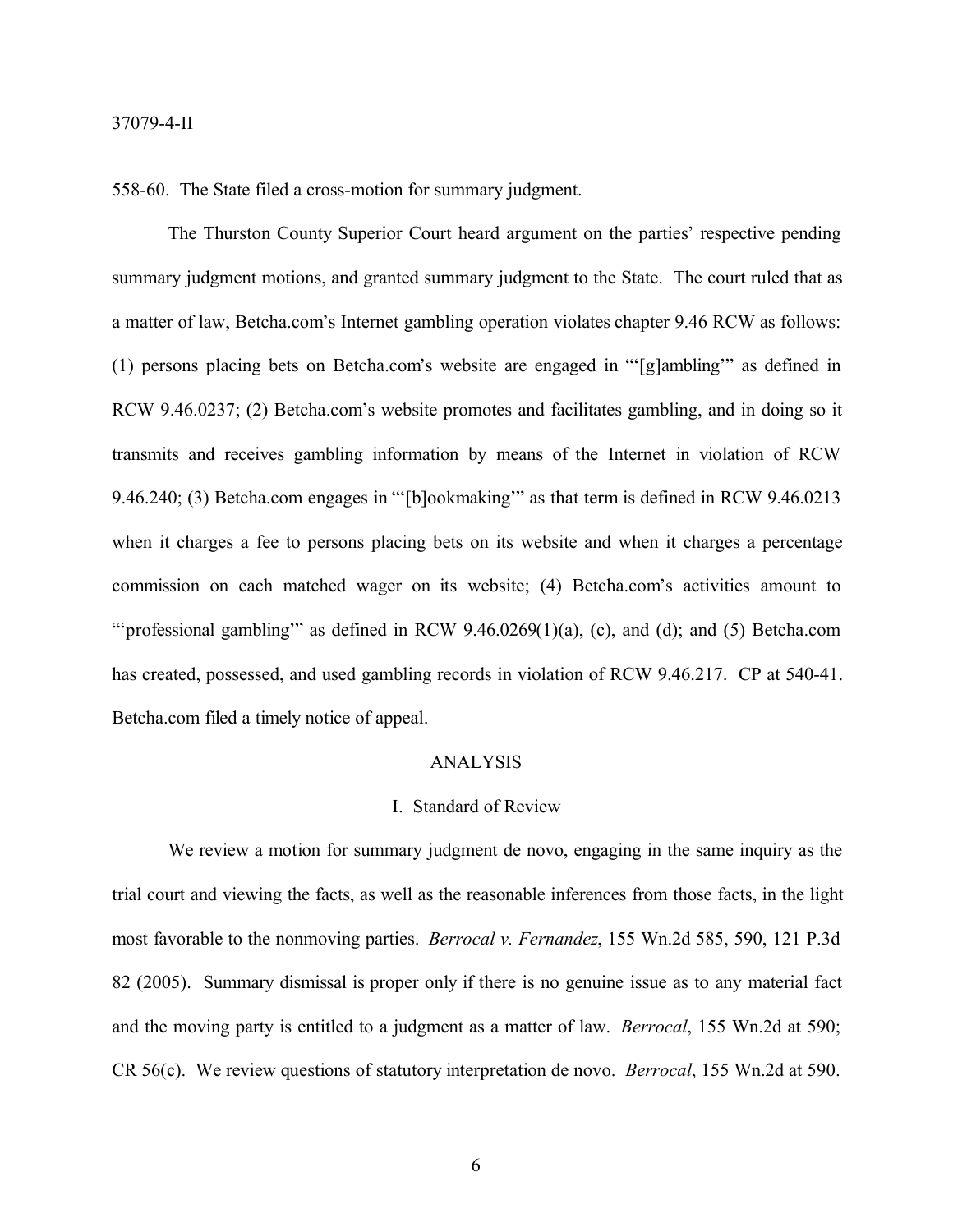558-60. The State filed a cross-motion for summary judgment.

The Thurston County Superior Court heard argument on the parties' respective pending summary judgment motions, and granted summary judgment to the State. The court ruled that as a matter of law, Betcha.com's Internet gambling operation violates chapter 9.46 RCW as follows: (1) persons placing bets on Betcha.com's website are engaged in "'[g]ambling'" as defined in RCW 9.46.0237; (2) Betcha.com's website promotes and facilitates gambling, and in doing so it transmits and receives gambling information by means of the Internet in violation of RCW 9.46.240; (3) Betcha.com engages in "'[b]ookmaking'" as that term is defined in RCW 9.46.0213 when it charges a fee to persons placing bets on its website and when it charges a percentage commission on each matched wager on its website; (4) Betcha.com's activities amount to "'professional gambling'" as defined in RCW 9.46.0269(1)(a), (c), and (d); and (5) Betcha.com has created, possessed, and used gambling records in violation of RCW 9.46.217. CP at 540-41. Betcha.com filed a timely notice of appeal.

## ANALYSIS

### I. Standard of Review

We review a motion for summary judgment de novo, engaging in the same inquiry as the trial court and viewing the facts, as well as the reasonable inferences from those facts, in the light most favorable to the nonmoving parties. *Berrocal v. Fernandez*, 155 Wn.2d 585, 590, 121 P.3d 82 (2005). Summary dismissal is proper only if there is no genuine issue as to any material fact and the moving party is entitled to a judgment as a matter of law. *Berrocal*, 155 Wn.2d at 590; CR 56(c). We review questions of statutory interpretation de novo. *Berrocal*, 155 Wn.2d at 590.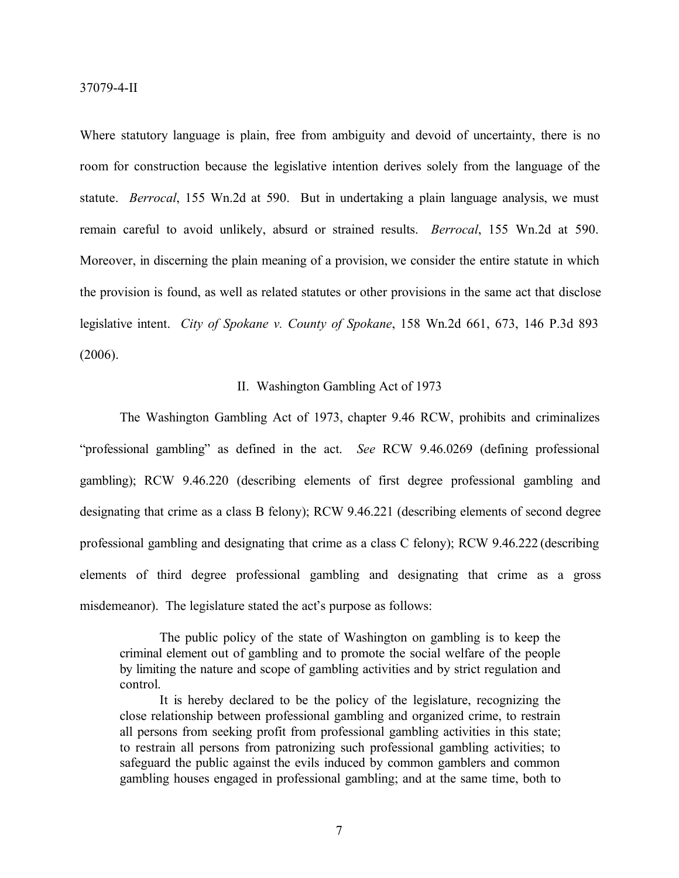Where statutory language is plain, free from ambiguity and devoid of uncertainty, there is no room for construction because the legislative intention derives solely from the language of the statute. *Berrocal*, 155 Wn.2d at 590. But in undertaking a plain language analysis, we must remain careful to avoid unlikely, absurd or strained results. *Berrocal*, 155 Wn.2d at 590. Moreover, in discerning the plain meaning of a provision, we consider the entire statute in which the provision is found, as well as related statutes or other provisions in the same act that disclose legislative intent. *City of Spokane v. County of Spokane*, 158 Wn.2d 661, 673, 146 P.3d 893 (2006).

## II. Washington Gambling Act of 1973

The Washington Gambling Act of 1973, chapter 9.46 RCW, prohibits and criminalizes "professional gambling" as defined in the act. *See* RCW 9.46.0269 (defining professional gambling); RCW 9.46.220 (describing elements of first degree professional gambling and designating that crime as a class B felony); RCW 9.46.221 (describing elements of second degree professional gambling and designating that crime as a class C felony); RCW 9.46.222 (describing elements of third degree professional gambling and designating that crime as a gross misdemeanor). The legislature stated the act's purpose as follows:

> The public policy of the state of Washington on gambling is to keep the criminal element out of gambling and to promote the social welfare of the people by limiting the nature and scope of gambling activities and by strict regulation and control.
>
> It is hereby declared to be the policy of the legislature, recognizing the close relationship between professional gambling and organized crime, to restrain all persons from seeking profit from professional gambling activities in this state; to restrain all persons from patronizing such professional gambling activities; to safeguard the public against the evils induced by common gamblers and common gambling houses engaged in professional gambling; and at the same time, both to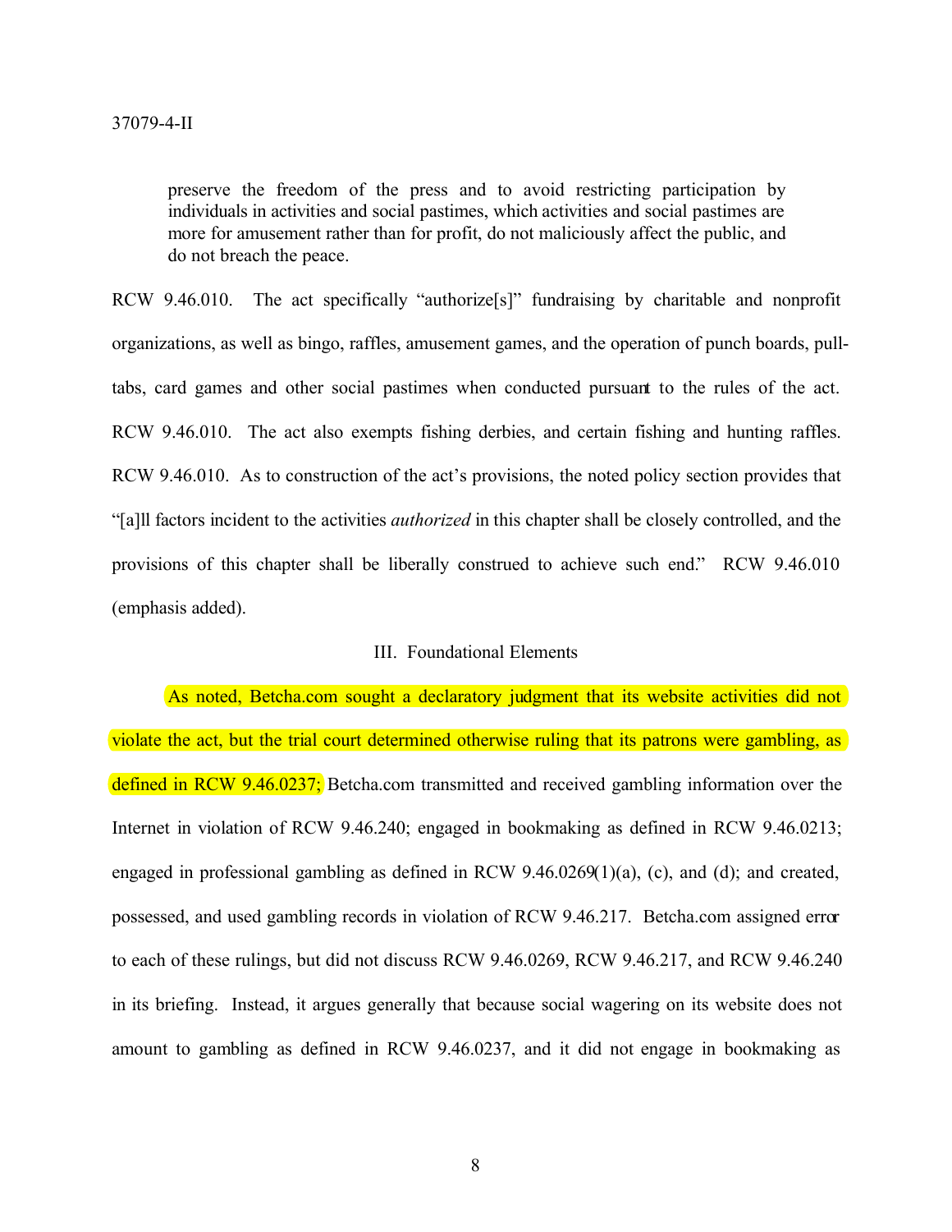> preserve the freedom of the press and to avoid restricting participation by individuals in activities and social pastimes, which activities and social pastimes are more for amusement rather than for profit, do not maliciously affect the public, and do not breach the peace.

RCW 9.46.010. The act specifically "authorize[s]" fundraising by charitable and nonprofit organizations, as well as bingo, raffles, amusement games, and the operation of punch boards, pull-tabs, card games and other social pastimes when conducted pursuant to the rules of the act. RCW 9.46.010. The act also exempts fishing derbies, and certain fishing and hunting raffles. RCW 9.46.010. As to construction of the act's provisions, the noted policy section provides that "[a]ll factors incident to the activities *authorized* in this chapter shall be closely controlled, and the provisions of this chapter shall be liberally construed to achieve such end." RCW 9.46.010 (emphasis added).

### III. Foundational Elements

As noted, Betcha.com sought a declaratory judgment that its website activities did not violate the act, but the trial court determined otherwise ruling that its patrons were gambling, as defined in RCW 9.46.0237; Betcha.com transmitted and received gambling information over the Internet in violation of RCW 9.46.240; engaged in bookmaking as defined in RCW 9.46.0213; engaged in professional gambling as defined in RCW 9.46.0269(1)(a), (c), and (d); and created, possessed, and used gambling records in violation of RCW 9.46.217. Betcha.com assigned error to each of these rulings, but did not discuss RCW 9.46.0269, RCW 9.46.217, and RCW 9.46.240 in its briefing. Instead, it argues generally that because social wagering on its website does not amount to gambling as defined in RCW 9.46.0237, and it did not engage in bookmaking as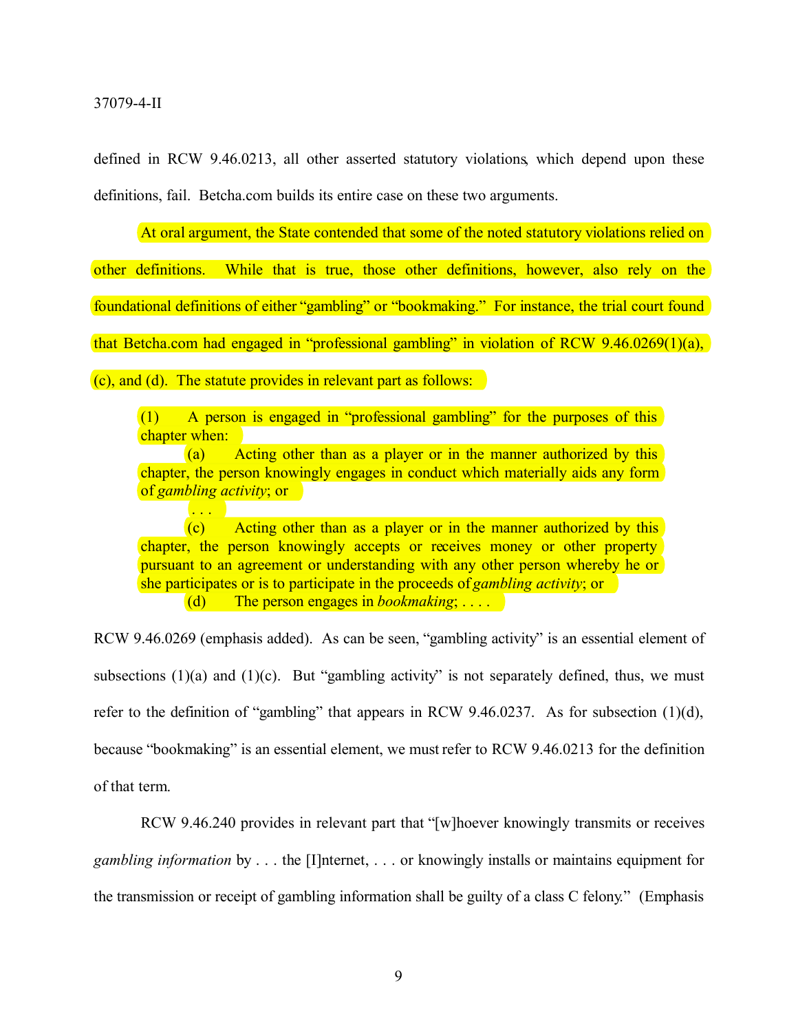defined in RCW 9.46.0213, all other asserted statutory violations, which depend upon these definitions, fail. Betcha.com builds its entire case on these two arguments.

At oral argument, the State contended that some of the noted statutory violations relied on other definitions. While that is true, those other definitions, however, also rely on the foundational definitions of either "gambling" or "bookmaking." For instance, the trial court found that Betcha.com had engaged in "professional gambling" in violation of RCW 9.46.0269(1)(a), (c), and (d). The statute provides in relevant part as follows:

> (1) A person is engaged in "professional gambling" for the purposes of this chapter when:
>
> (a) Acting other than as a player or in the manner authorized by this chapter, the person knowingly engages in conduct which materially aids any form of *gambling activity*; or
>
> . . .
>
> (c) Acting other than as a player or in the manner authorized by this chapter, the person knowingly accepts or receives money or other property pursuant to an agreement or understanding with any other person whereby he or she participates or is to participate in the proceeds of *gambling activity*; or
>
> (d) The person engages in *bookmaking*; . . . .

RCW 9.46.0269 (emphasis added). As can be seen, "gambling activity" is an essential element of subsections (1)(a) and (1)(c). But "gambling activity" is not separately defined, thus, we must refer to the definition of "gambling" that appears in RCW 9.46.0237. As for subsection (1)(d), because "bookmaking" is an essential element, we must refer to RCW 9.46.0213 for the definition of that term.

RCW 9.46.240 provides in relevant part that "[w]hoever knowingly transmits or receives *gambling information* by . . . the [I]nternet, . . . or knowingly installs or maintains equipment for the transmission or receipt of gambling information shall be guilty of a class C felony." (Emphasis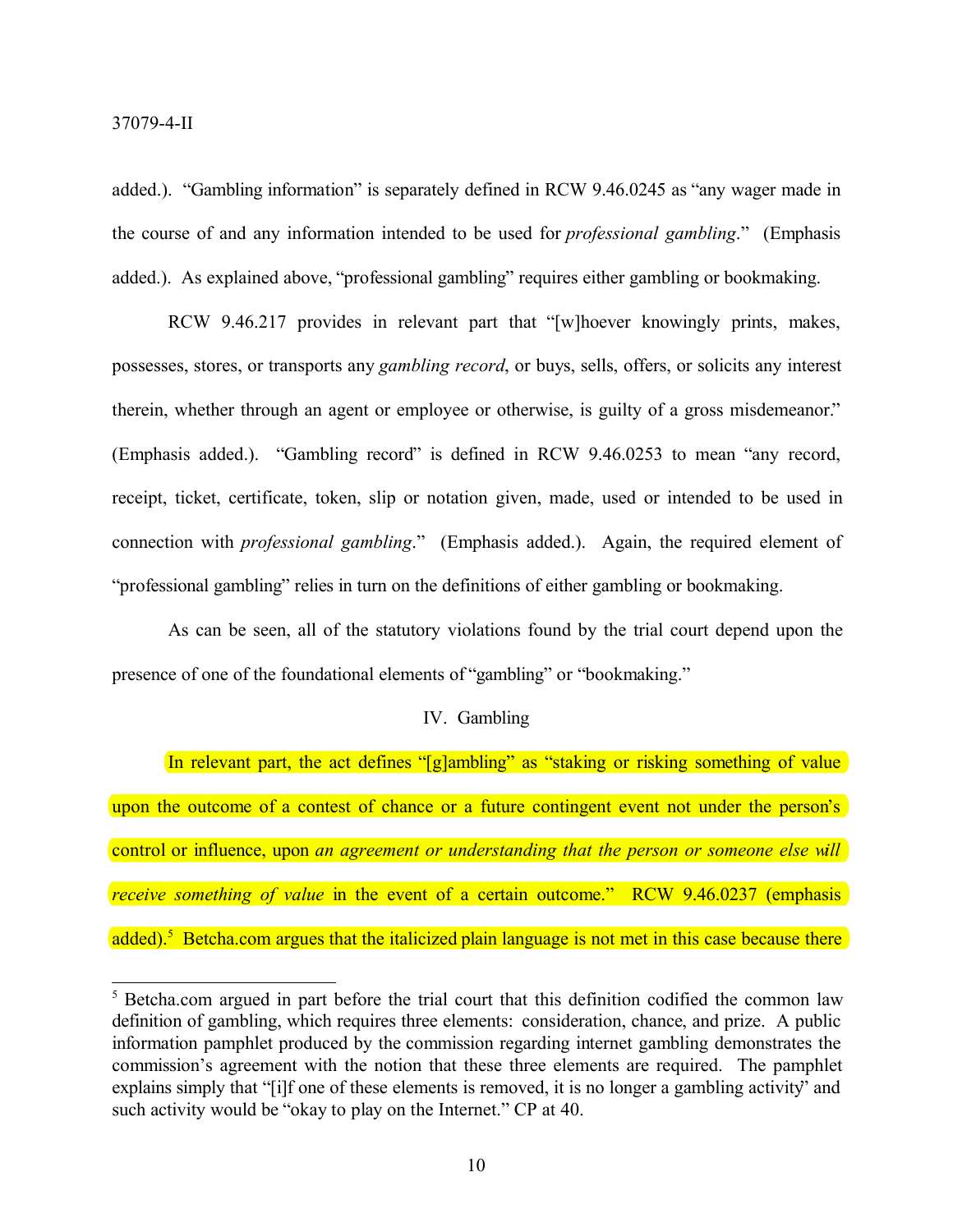added.). “Gambling information” is separately defined in RCW 9.46.0245 as “any wager made in the course of and any information intended to be used for *professional gambling*.” (Emphasis added.). As explained above, “professional gambling” requires either gambling or bookmaking.

RCW 9.46.217 provides in relevant part that “[w]hoever knowingly prints, makes, possesses, stores, or transports any *gambling record*, or buys, sells, offers, or solicits any interest therein, whether through an agent or employee or otherwise, is guilty of a gross misdemeanor.” (Emphasis added.). “Gambling record” is defined in RCW 9.46.0253 to mean “any record, receipt, ticket, certificate, token, slip or notation given, made, used or intended to be used in connection with *professional gambling*.” (Emphasis added.). Again, the required element of “professional gambling” relies in turn on the definitions of either gambling or bookmaking.

As can be seen, all of the statutory violations found by the trial court depend upon the presence of one of the foundational elements of “gambling” or “bookmaking.”

## IV. Gambling

In relevant part, the act defines “[g]ambling” as “staking or risking something of value upon the outcome of a contest of chance or a future contingent event not under the person’s control or influence, upon *an agreement or understanding that the person or someone else will receive something of value* in the event of a certain outcome.” RCW 9.46.0237 (emphasis added).[5] Betcha.com argues that the italicized plain language is not met in this case because there

---

[5] Betcha.com argued in part before the trial court that this definition codified the common law definition of gambling, which requires three elements: consideration, chance, and prize. A public information pamphlet produced by the commission regarding internet gambling demonstrates the commission’s agreement with the notion that these three elements are required. The pamphlet explains simply that “[i]f one of these elements is removed, it is no longer a gambling activity” and such activity would be “okay to play on the Internet.” CP at 40.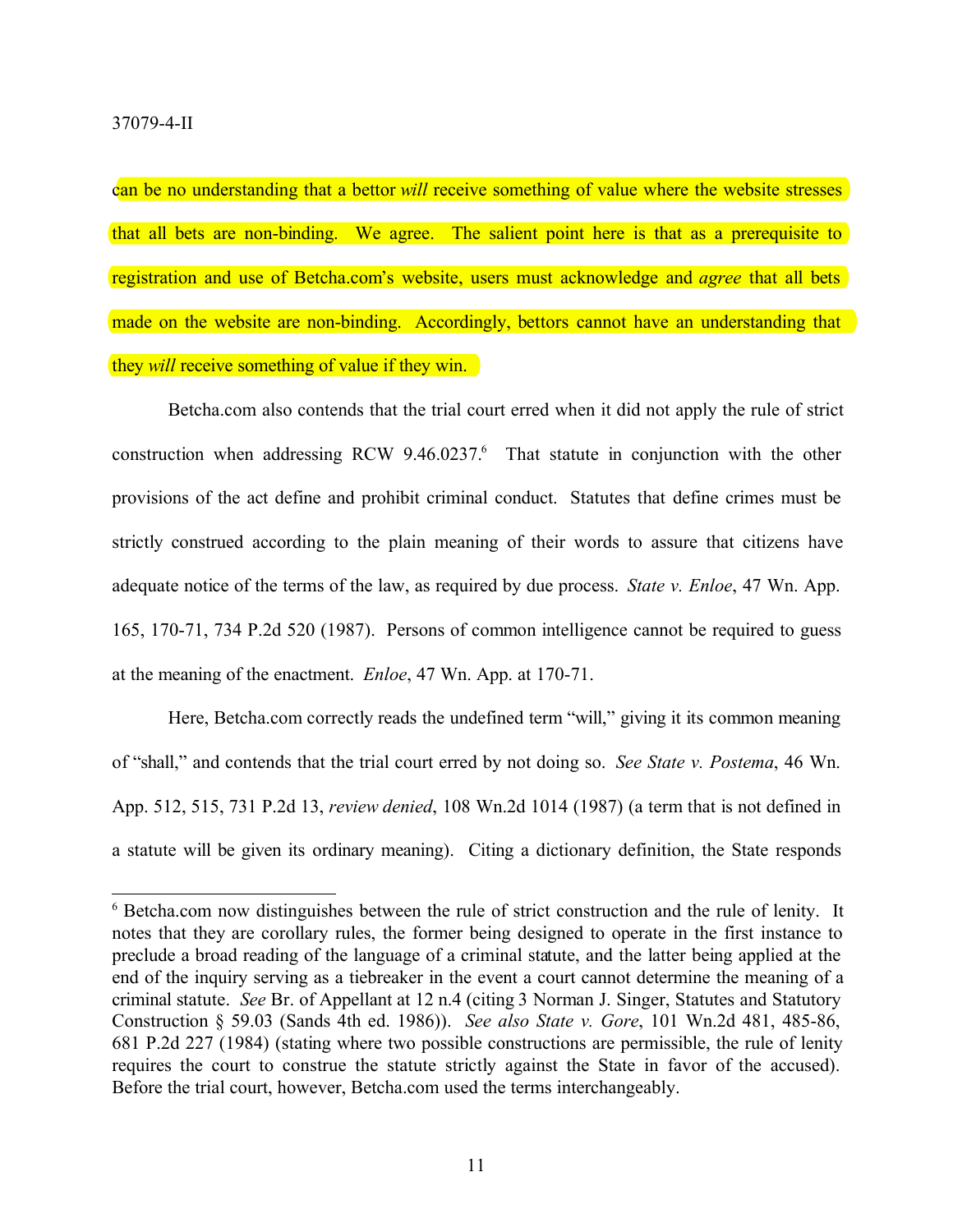can be no understanding that a bettor *will* receive something of value where the website stresses that all bets are non-binding. We agree. The salient point here is that as a prerequisite to registration and use of Betcha.com's website, users must acknowledge and *agree* that all bets made on the website are non-binding. Accordingly, bettors cannot have an understanding that they *will* receive something of value if they win.

Betcha.com also contends that the trial court erred when it did not apply the rule of strict construction when addressing RCW 9.46.0237.[6] That statute in conjunction with the other provisions of the act define and prohibit criminal conduct. Statutes that define crimes must be strictly construed according to the plain meaning of their words to assure that citizens have adequate notice of the terms of the law, as required by due process. *State v. Enloe*, 47 Wn. App. 165, 170-71, 734 P.2d 520 (1987). Persons of common intelligence cannot be required to guess at the meaning of the enactment. *Enloe*, 47 Wn. App. at 170-71.

Here, Betcha.com correctly reads the undefined term "will," giving it its common meaning of "shall," and contends that the trial court erred by not doing so. *See State v. Postema*, 46 Wn. App. 512, 515, 731 P.2d 13, *review denied*, 108 Wn.2d 1014 (1987) (a term that is not defined in a statute will be given its ordinary meaning). Citing a dictionary definition, the State responds

---

[6] Betcha.com now distinguishes between the rule of strict construction and the rule of lenity. It notes that they are corollary rules, the former being designed to operate in the first instance to preclude a broad reading of the language of a criminal statute, and the latter being applied at the end of the inquiry serving as a tiebreaker in the event a court cannot determine the meaning of a criminal statute. *See* Br. of Appellant at 12 n.4 (citing 3 Norman J. Singer, Statutes and Statutory Construction § 59.03 (Sands 4th ed. 1986)). *See also State v. Gore*, 101 Wn.2d 481, 485-86, 681 P.2d 227 (1984) (stating where two possible constructions are permissible, the rule of lenity requires the court to construe the statute strictly against the State in favor of the accused). Before the trial court, however, Betcha.com used the terms interchangeably.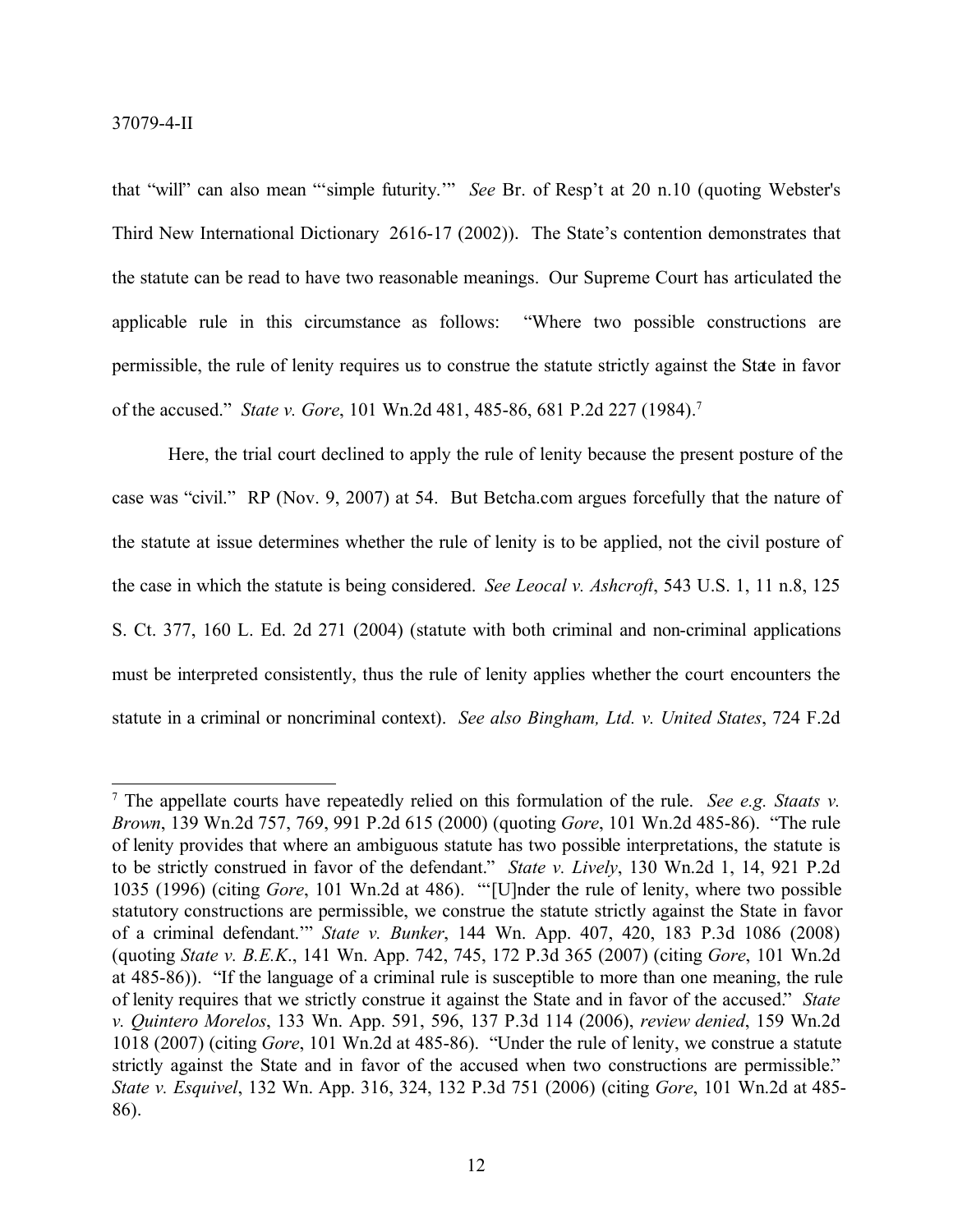that "will" can also mean "'simple futurity.'" *See* Br. of Resp't at 20 n.10 (quoting Webster's Third New International Dictionary 2616-17 (2002)). The State's contention demonstrates that the statute can be read to have two reasonable meanings. Our Supreme Court has articulated the applicable rule in this circumstance as follows: "Where two possible constructions are permissible, the rule of lenity requires us to construe the statute strictly against the State in favor of the accused." *State v. Gore*, 101 Wn.2d 481, 485-86, 681 P.2d 227 (1984).[7]

Here, the trial court declined to apply the rule of lenity because the present posture of the case was "civil." RP (Nov. 9, 2007) at 54. But Betcha.com argues forcefully that the nature of the statute at issue determines whether the rule of lenity is to be applied, not the civil posture of the case in which the statute is being considered. *See Leocal v. Ashcroft*, 543 U.S. 1, 11 n.8, 125 S. Ct. 377, 160 L. Ed. 2d 271 (2004) (statute with both criminal and non-criminal applications must be interpreted consistently, thus the rule of lenity applies whether the court encounters the statute in a criminal or noncriminal context). *See also Bingham, Ltd. v. United States*, 724 F.2d

---

[7] The appellate courts have repeatedly relied on this formulation of the rule. *See e.g. Staats v. Brown*, 139 Wn.2d 757, 769, 991 P.2d 615 (2000) (quoting *Gore*, 101 Wn.2d 485-86). "The rule of lenity provides that where an ambiguous statute has two possible interpretations, the statute is to be strictly construed in favor of the defendant." *State v. Lively*, 130 Wn.2d 1, 14, 921 P.2d 1035 (1996) (citing *Gore*, 101 Wn.2d at 486). "'[U]nder the rule of lenity, where two possible statutory constructions are permissible, we construe the statute strictly against the State in favor of a criminal defendant.'" *State v. Bunker*, 144 Wn. App. 407, 420, 183 P.3d 1086 (2008) (quoting *State v. B.E.K.*, 141 Wn. App. 742, 745, 172 P.3d 365 (2007) (citing *Gore*, 101 Wn.2d at 485-86)). "If the language of a criminal rule is susceptible to more than one meaning, the rule of lenity requires that we strictly construe it against the State and in favor of the accused." *State v. Quintero Morelos*, 133 Wn. App. 591, 596, 137 P.3d 114 (2006), *review denied*, 159 Wn.2d 1018 (2007) (citing *Gore*, 101 Wn.2d at 485-86). "Under the rule of lenity, we construe a statute strictly against the State and in favor of the accused when two constructions are permissible." *State v. Esquivel*, 132 Wn. App. 316, 324, 132 P.3d 751 (2006) (citing *Gore*, 101 Wn.2d at 485-86).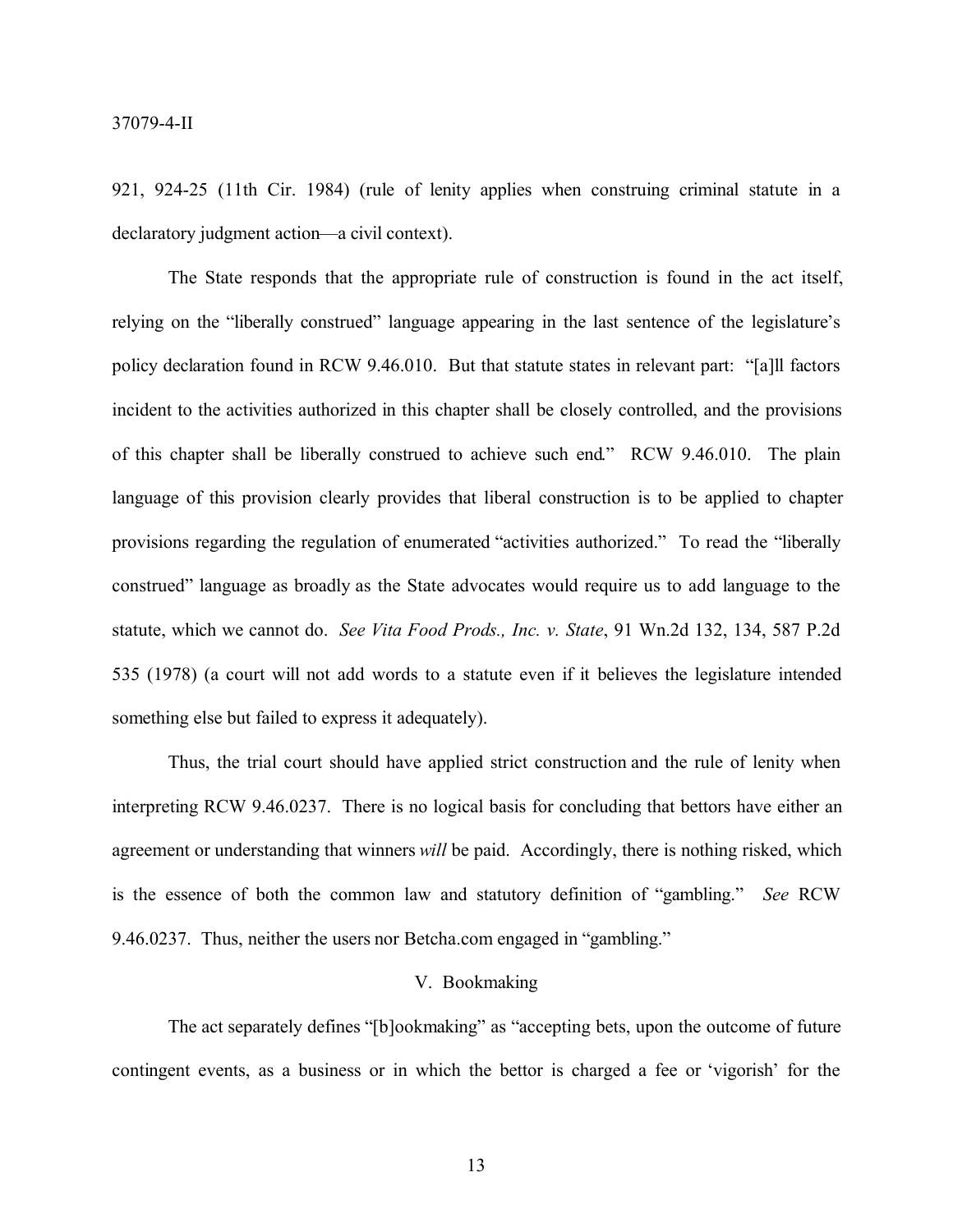921, 924-25 (11th Cir. 1984) (rule of lenity applies when construing criminal statute in a declaratory judgment action—a civil context).

The State responds that the appropriate rule of construction is found in the act itself, relying on the "liberally construed" language appearing in the last sentence of the legislature's policy declaration found in RCW 9.46.010. But that statute states in relevant part: "[a]ll factors incident to the activities authorized in this chapter shall be closely controlled, and the provisions of this chapter shall be liberally construed to achieve such end." RCW 9.46.010. The plain language of this provision clearly provides that liberal construction is to be applied to chapter provisions regarding the regulation of enumerated "activities authorized." To read the "liberally construed" language as broadly as the State advocates would require us to add language to the statute, which we cannot do. *See Vita Food Prods., Inc. v. State*, 91 Wn.2d 132, 134, 587 P.2d 535 (1978) (a court will not add words to a statute even if it believes the legislature intended something else but failed to express it adequately).

Thus, the trial court should have applied strict construction and the rule of lenity when interpreting RCW 9.46.0237. There is no logical basis for concluding that bettors have either an agreement or understanding that winners *will* be paid. Accordingly, there is nothing risked, which is the essence of both the common law and statutory definition of "gambling." *See* RCW 9.46.0237. Thus, neither the users nor Betcha.com engaged in "gambling."

## V. Bookmaking

The act separately defines "[b]ookmaking" as "accepting bets, upon the outcome of future contingent events, as a business or in which the bettor is charged a fee or 'vigorish' for the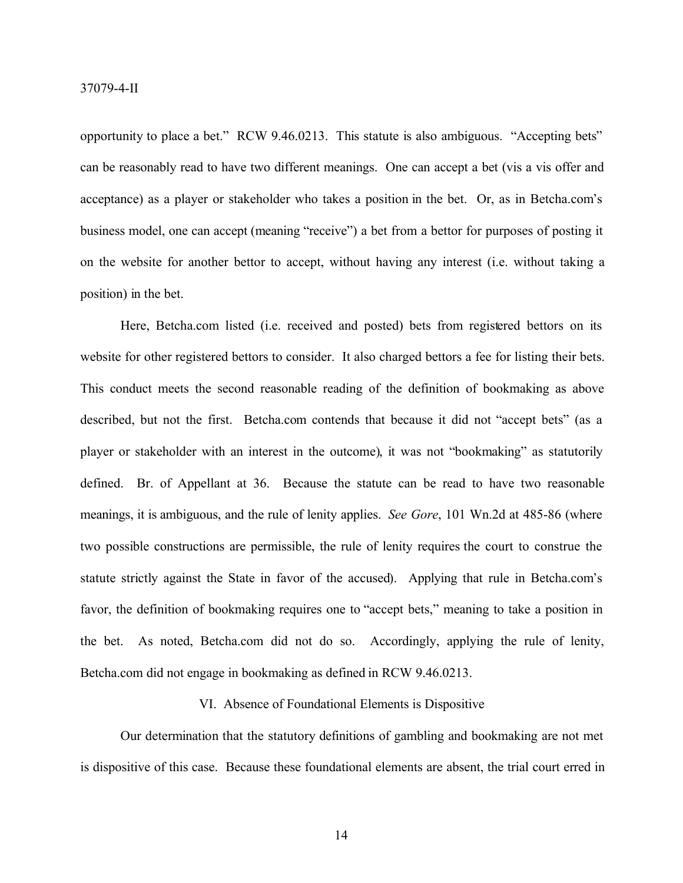opportunity to place a bet." RCW 9.46.0213. This statute is also ambiguous. "Accepting bets" can be reasonably read to have two different meanings. One can accept a bet (vis a vis offer and acceptance) as a player or stakeholder who takes a position in the bet. Or, as in Betcha.com's business model, one can accept (meaning "receive") a bet from a bettor for purposes of posting it on the website for another bettor to accept, without having any interest (i.e. without taking a position) in the bet.

Here, Betcha.com listed (i.e. received and posted) bets from registered bettors on its website for other registered bettors to consider. It also charged bettors a fee for listing their bets. This conduct meets the second reasonable reading of the definition of bookmaking as above described, but not the first. Betcha.com contends that because it did not "accept bets" (as a player or stakeholder with an interest in the outcome), it was not "bookmaking" as statutorily defined. Br. of Appellant at 36. Because the statute can be read to have two reasonable meanings, it is ambiguous, and the rule of lenity applies. *See Gore*, 101 Wn.2d at 485-86 (where two possible constructions are permissible, the rule of lenity requires the court to construe the statute strictly against the State in favor of the accused). Applying that rule in Betcha.com's favor, the definition of bookmaking requires one to "accept bets," meaning to take a position in the bet. As noted, Betcha.com did not do so. Accordingly, applying the rule of lenity, Betcha.com did not engage in bookmaking as defined in RCW 9.46.0213.

## VI. Absence of Foundational Elements is Dispositive

Our determination that the statutory definitions of gambling and bookmaking are not met is dispositive of this case. Because these foundational elements are absent, the trial court erred in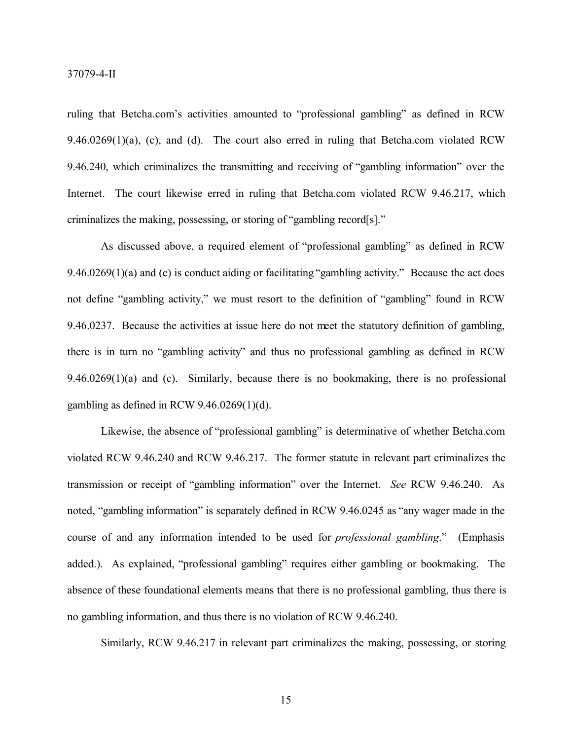ruling that Betcha.com's activities amounted to "professional gambling" as defined in RCW 9.46.0269(1)(a), (c), and (d). The court also erred in ruling that Betcha.com violated RCW 9.46.240, which criminalizes the transmitting and receiving of "gambling information" over the Internet. The court likewise erred in ruling that Betcha.com violated RCW 9.46.217, which criminalizes the making, possessing, or storing of "gambling record[s]."

As discussed above, a required element of "professional gambling" as defined in RCW 9.46.0269(1)(a) and (c) is conduct aiding or facilitating "gambling activity." Because the act does not define "gambling activity," we must resort to the definition of "gambling" found in RCW 9.46.0237. Because the activities at issue here do not meet the statutory definition of gambling, there is in turn no "gambling activity" and thus no professional gambling as defined in RCW 9.46.0269(1)(a) and (c). Similarly, because there is no bookmaking, there is no professional gambling as defined in RCW 9.46.0269(1)(d).

Likewise, the absence of "professional gambling" is determinative of whether Betcha.com violated RCW 9.46.240 and RCW 9.46.217. The former statute in relevant part criminalizes the transmission or receipt of "gambling information" over the Internet. *See* RCW 9.46.240. As noted, "gambling information" is separately defined in RCW 9.46.0245 as "any wager made in the course of and any information intended to be used for *professional gambling*." (Emphasis added.). As explained, "professional gambling" requires either gambling or bookmaking. The absence of these foundational elements means that there is no professional gambling, thus there is no gambling information, and thus there is no violation of RCW 9.46.240.

Similarly, RCW 9.46.217 in relevant part criminalizes the making, possessing, or storing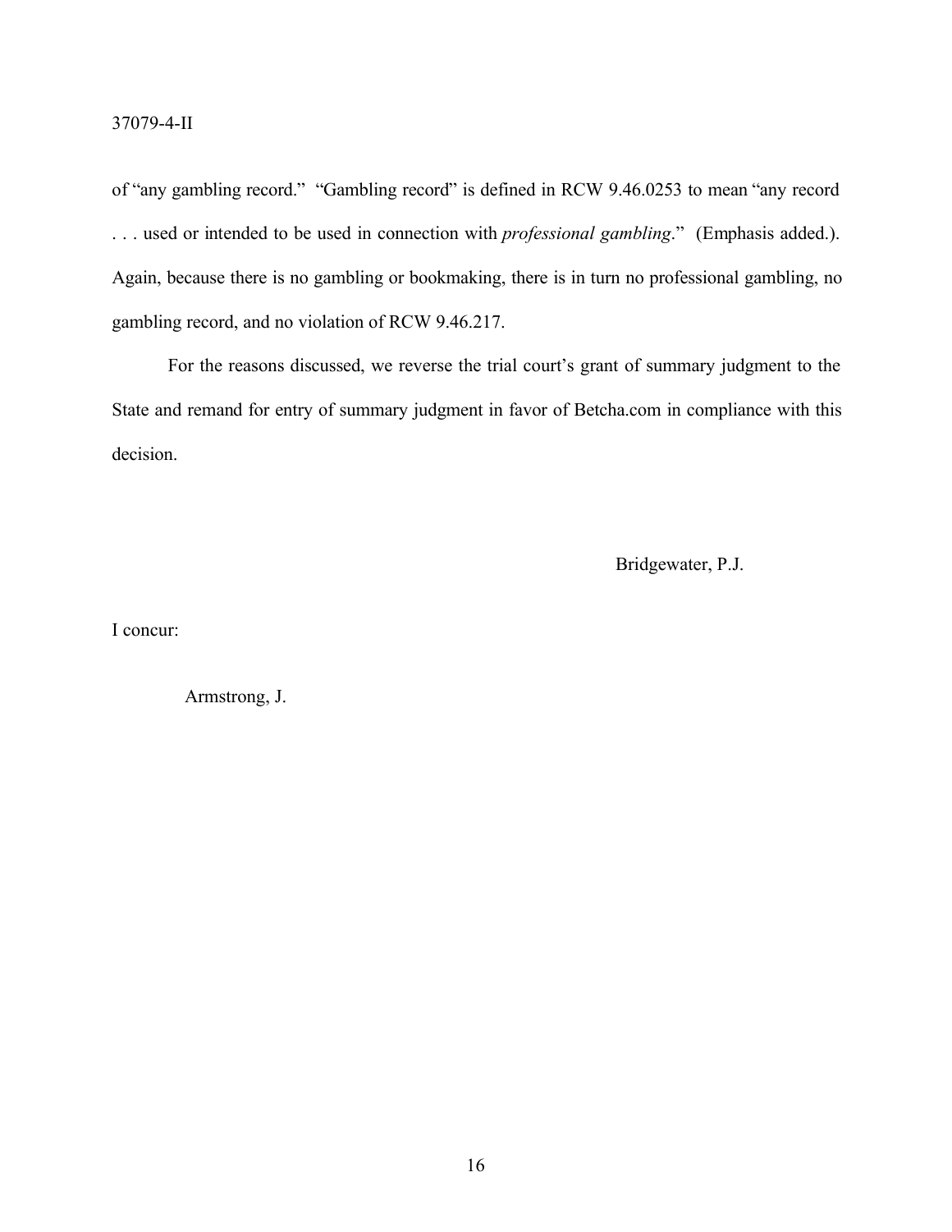of "any gambling record." "Gambling record" is defined in RCW 9.46.0253 to mean "any record . . . used or intended to be used in connection with *professional gambling*." (Emphasis added.). Again, because there is no gambling or bookmaking, there is in turn no professional gambling, no gambling record, and no violation of RCW 9.46.217.

For the reasons discussed, we reverse the trial court's grant of summary judgment to the State and remand for entry of summary judgment in favor of Betcha.com in compliance with this decision.

Bridgewater, P.J.

I concur:

Armstrong, J.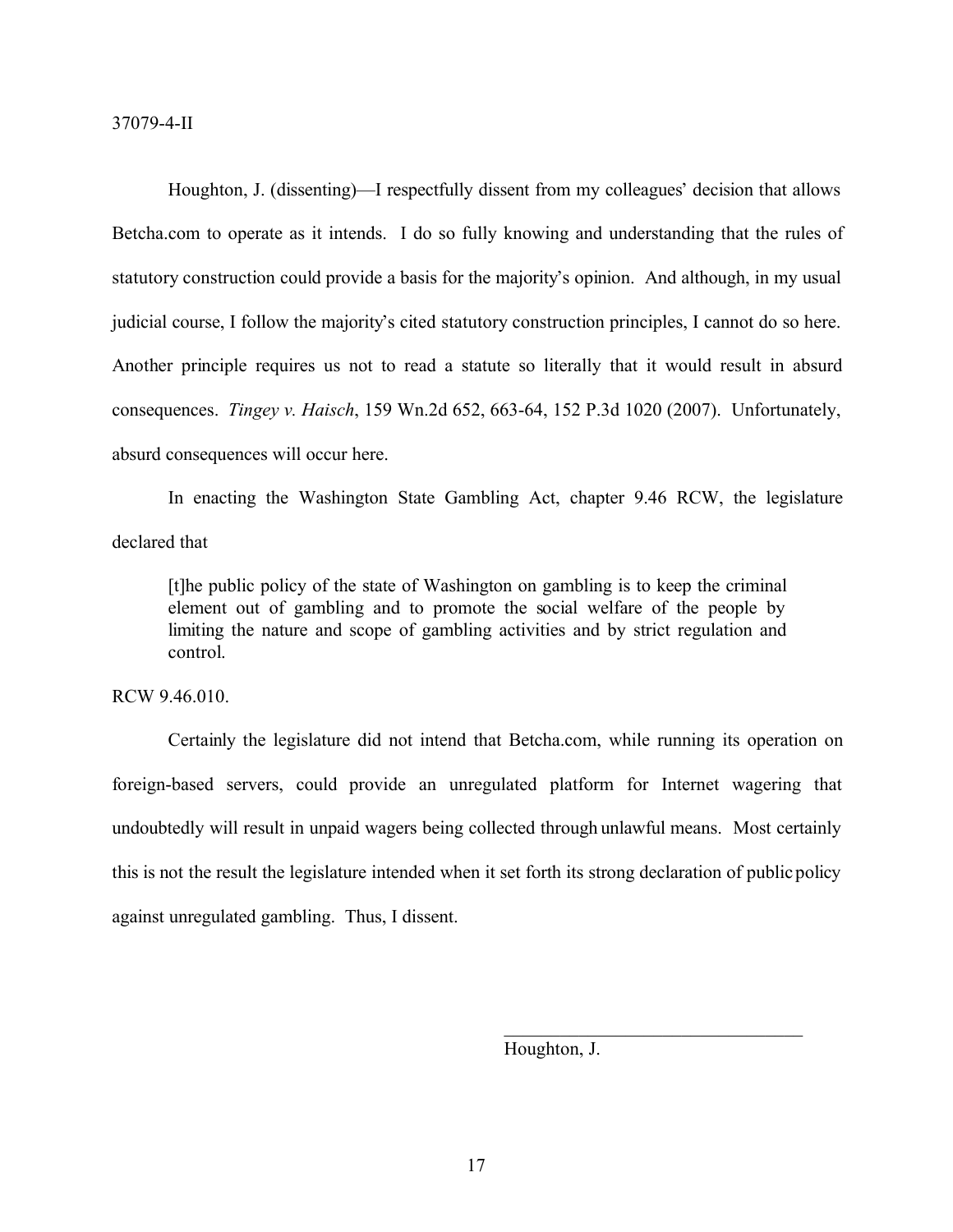37079-4-II

Houghton, J. (dissenting)—I respectfully dissent from my colleagues' decision that allows Betcha.com to operate as it intends. I do so fully knowing and understanding that the rules of statutory construction could provide a basis for the majority's opinion. And although, in my usual judicial course, I follow the majority's cited statutory construction principles, I cannot do so here. Another principle requires us not to read a statute so literally that it would result in absurd consequences. *Tingey v. Haisch*, 159 Wn.2d 652, 663-64, 152 P.3d 1020 (2007). Unfortunately, absurd consequences will occur here.

In enacting the Washington State Gambling Act, chapter 9.46 RCW, the legislature declared that

> [t]he public policy of the state of Washington on gambling is to keep the criminal element out of gambling and to promote the social welfare of the people by limiting the nature and scope of gambling activities and by strict regulation and control.

RCW 9.46.010.

Certainly the legislature did not intend that Betcha.com, while running its operation on foreign-based servers, could provide an unregulated platform for Internet wagering that undoubtedly will result in unpaid wagers being collected through unlawful means. Most certainly this is not the result the legislature intended when it set forth its strong declaration of public policy against unregulated gambling. Thus, I dissent.

Houghton, J.